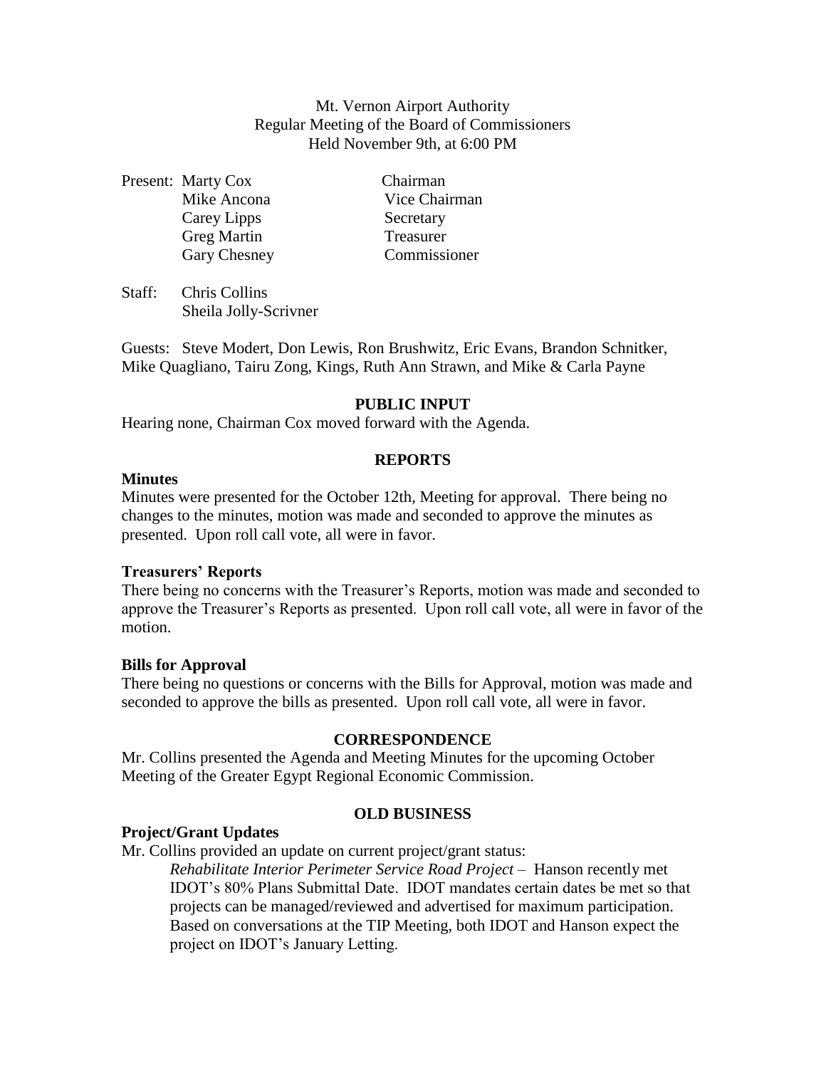Mt. Vernon Airport Authority
Regular Meeting of the Board of Commissioners
Held November 9th, at 6:00 PM

| Present: | | |
|---|---|---|
| | Marty Cox | Chairman |
| | Mike Ancona | Vice Chairman |
| | Carey Lipps | Secretary |
| | Greg Martin | Treasurer |
| | Gary Chesney | Commissioner |

Staff: Chris Collins
Sheila Jolly-Scrivner

Guests: Steve Modert, Don Lewis, Ron Brushwitz, Eric Evans, Brandon Schnitker, Mike Quagliano, Tairu Zong, Kings, Ruth Ann Strawn, and Mike & Carla Payne

## PUBLIC INPUT

Hearing none, Chairman Cox moved forward with the Agenda.

## REPORTS

**Minutes**

Minutes were presented for the October 12th, Meeting for approval. There being no changes to the minutes, motion was made and seconded to approve the minutes as presented. Upon roll call vote, all were in favor.

**Treasurers' Reports**

There being no concerns with the Treasurer's Reports, motion was made and seconded to approve the Treasurer's Reports as presented. Upon roll call vote, all were in favor of the motion.

**Bills for Approval**

There being no questions or concerns with the Bills for Approval, motion was made and seconded to approve the bills as presented. Upon roll call vote, all were in favor.

## CORRESPONDENCE

Mr. Collins presented the Agenda and Meeting Minutes for the upcoming October Meeting of the Greater Egypt Regional Economic Commission.

## OLD BUSINESS

**Project/Grant Updates**

Mr. Collins provided an update on current project/grant status:

*Rehabilitate Interior Perimeter Service Road Project* – Hanson recently met IDOT's 80% Plans Submittal Date. IDOT mandates certain dates be met so that projects can be managed/reviewed and advertised for maximum participation. Based on conversations at the TIP Meeting, both IDOT and Hanson expect the project on IDOT's January Letting.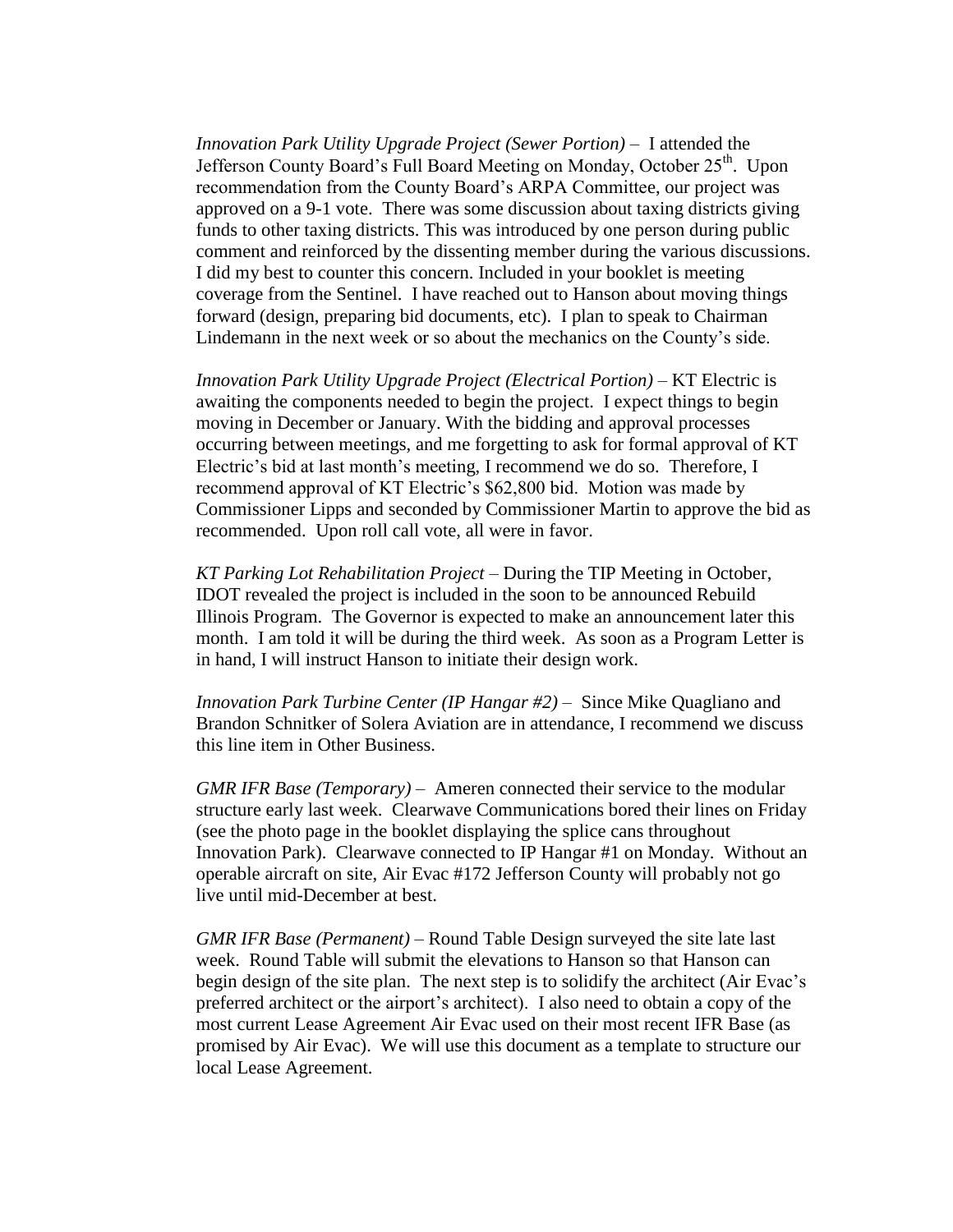*Innovation Park Utility Upgrade Project (Sewer Portion)* – I attended the Jefferson County Board's Full Board Meeting on Monday, October 25th. Upon recommendation from the County Board's ARPA Committee, our project was approved on a 9-1 vote. There was some discussion about taxing districts giving funds to other taxing districts. This was introduced by one person during public comment and reinforced by the dissenting member during the various discussions. I did my best to counter this concern. Included in your booklet is meeting coverage from the Sentinel. I have reached out to Hanson about moving things forward (design, preparing bid documents, etc). I plan to speak to Chairman Lindemann in the next week or so about the mechanics on the County's side.

*Innovation Park Utility Upgrade Project (Electrical Portion)* – KT Electric is awaiting the components needed to begin the project. I expect things to begin moving in December or January. With the bidding and approval processes occurring between meetings, and me forgetting to ask for formal approval of KT Electric's bid at last month's meeting, I recommend we do so. Therefore, I recommend approval of KT Electric's $62,800 bid. Motion was made by Commissioner Lipps and seconded by Commissioner Martin to approve the bid as recommended. Upon roll call vote, all were in favor.

*KT Parking Lot Rehabilitation Project* – During the TIP Meeting in October, IDOT revealed the project is included in the soon to be announced Rebuild Illinois Program. The Governor is expected to make an announcement later this month. I am told it will be during the third week. As soon as a Program Letter is in hand, I will instruct Hanson to initiate their design work.

*Innovation Park Turbine Center (IP Hangar #2)* – Since Mike Quagliano and Brandon Schnitker of Solera Aviation are in attendance, I recommend we discuss this line item in Other Business.

*GMR IFR Base (Temporary)* – Ameren connected their service to the modular structure early last week. Clearwave Communications bored their lines on Friday (see the photo page in the booklet displaying the splice cans throughout Innovation Park). Clearwave connected to IP Hangar #1 on Monday. Without an operable aircraft on site, Air Evac #172 Jefferson County will probably not go live until mid-December at best.

*GMR IFR Base (Permanent)* – Round Table Design surveyed the site late last week. Round Table will submit the elevations to Hanson so that Hanson can begin design of the site plan. The next step is to solidify the architect (Air Evac's preferred architect or the airport's architect). I also need to obtain a copy of the most current Lease Agreement Air Evac used on their most recent IFR Base (as promised by Air Evac). We will use this document as a template to structure our local Lease Agreement.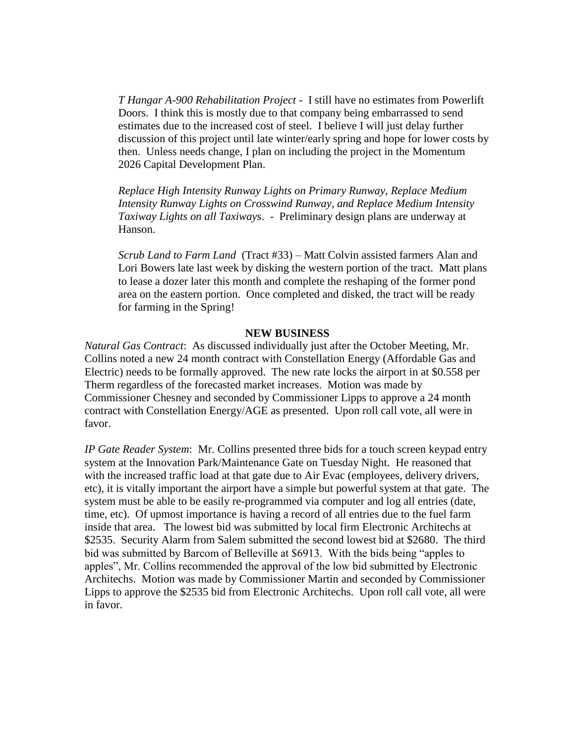*T Hangar A-900 Rehabilitation Project* - I still have no estimates from Powerlift Doors. I think this is mostly due to that company being embarrassed to send estimates due to the increased cost of steel. I believe I will just delay further discussion of this project until late winter/early spring and hope for lower costs by then. Unless needs change, I plan on including the project in the Momentum 2026 Capital Development Plan.

*Replace High Intensity Runway Lights on Primary Runway, Replace Medium Intensity Runway Lights on Crosswind Runway, and Replace Medium Intensity Taxiway Lights on all Taxiways*. - Preliminary design plans are underway at Hanson.

*Scrub Land to Farm Land* (Tract #33) – Matt Colvin assisted farmers Alan and Lori Bowers late last week by disking the western portion of the tract. Matt plans to lease a dozer later this month and complete the reshaping of the former pond area on the eastern portion. Once completed and disked, the tract will be ready for farming in the Spring!

**NEW BUSINESS**

*Natural Gas Contract*: As discussed individually just after the October Meeting, Mr. Collins noted a new 24 month contract with Constellation Energy (Affordable Gas and Electric) needs to be formally approved. The new rate locks the airport in at $0.558 per Therm regardless of the forecasted market increases. Motion was made by Commissioner Chesney and seconded by Commissioner Lipps to approve a 24 month contract with Constellation Energy/AGE as presented. Upon roll call vote, all were in favor.

*IP Gate Reader System*: Mr. Collins presented three bids for a touch screen keypad entry system at the Innovation Park/Maintenance Gate on Tuesday Night. He reasoned that with the increased traffic load at that gate due to Air Evac (employees, delivery drivers, etc), it is vitally important the airport have a simple but powerful system at that gate. The system must be able to be easily re-programmed via computer and log all entries (date, time, etc). Of upmost importance is having a record of all entries due to the fuel farm inside that area. The lowest bid was submitted by local firm Electronic Architechs at $2535. Security Alarm from Salem submitted the second lowest bid at $2680. The third bid was submitted by Barcom of Belleville at $6913. With the bids being "apples to apples", Mr. Collins recommended the approval of the low bid submitted by Electronic Architechs. Motion was made by Commissioner Martin and seconded by Commissioner Lipps to approve the $2535 bid from Electronic Architechs. Upon roll call vote, all were in favor.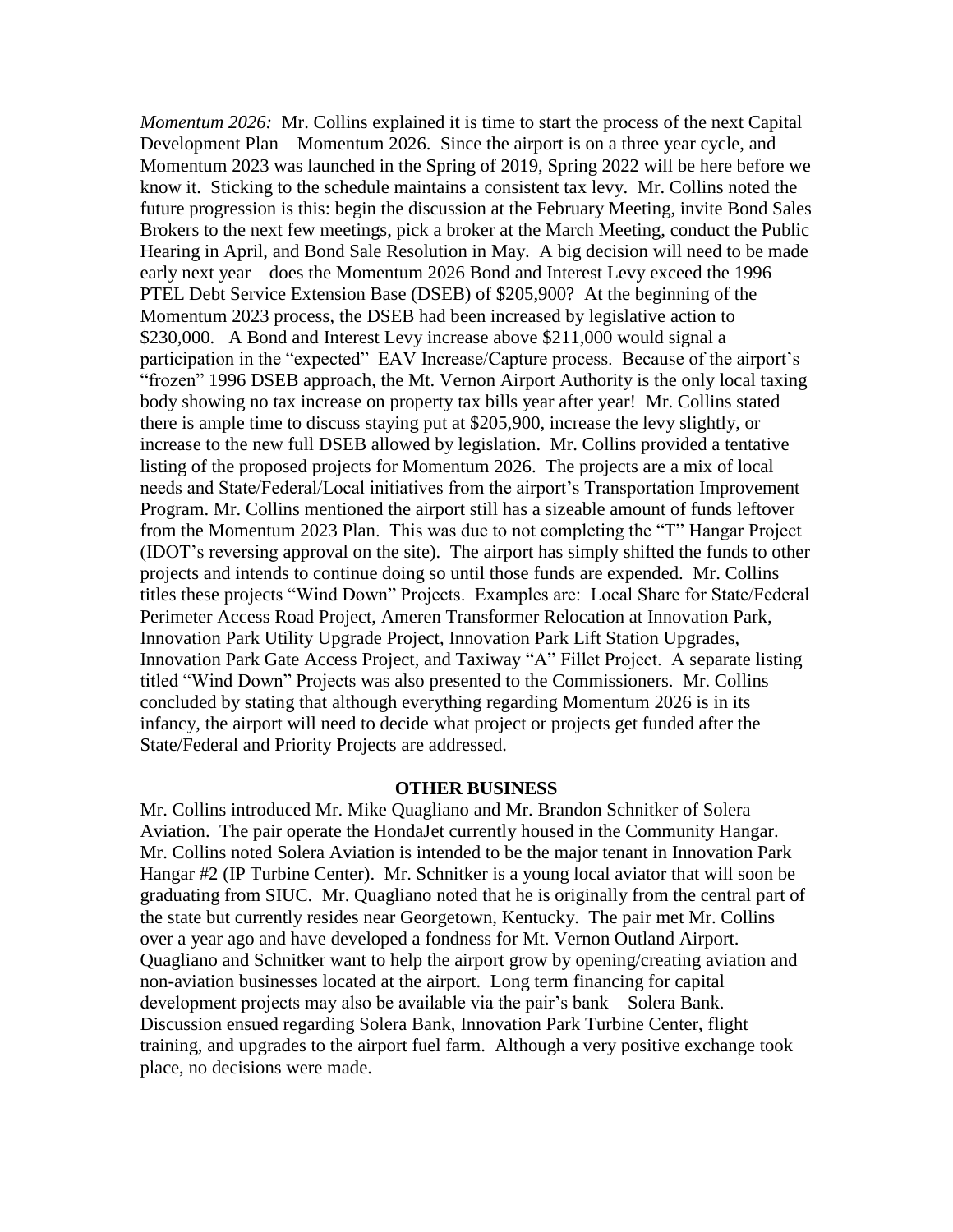*Momentum 2026:* Mr. Collins explained it is time to start the process of the next Capital Development Plan – Momentum 2026. Since the airport is on a three year cycle, and Momentum 2023 was launched in the Spring of 2019, Spring 2022 will be here before we know it. Sticking to the schedule maintains a consistent tax levy. Mr. Collins noted the future progression is this: begin the discussion at the February Meeting, invite Bond Sales Brokers to the next few meetings, pick a broker at the March Meeting, conduct the Public Hearing in April, and Bond Sale Resolution in May. A big decision will need to be made early next year – does the Momentum 2026 Bond and Interest Levy exceed the 1996 PTEL Debt Service Extension Base (DSEB) of $205,900? At the beginning of the Momentum 2023 process, the DSEB had been increased by legislative action to $230,000. A Bond and Interest Levy increase above $211,000 would signal a participation in the "expected" EAV Increase/Capture process. Because of the airport's "frozen" 1996 DSEB approach, the Mt. Vernon Airport Authority is the only local taxing body showing no tax increase on property tax bills year after year! Mr. Collins stated there is ample time to discuss staying put at $205,900, increase the levy slightly, or increase to the new full DSEB allowed by legislation. Mr. Collins provided a tentative listing of the proposed projects for Momentum 2026. The projects are a mix of local needs and State/Federal/Local initiatives from the airport's Transportation Improvement Program. Mr. Collins mentioned the airport still has a sizeable amount of funds leftover from the Momentum 2023 Plan. This was due to not completing the "T" Hangar Project (IDOT's reversing approval on the site). The airport has simply shifted the funds to other projects and intends to continue doing so until those funds are expended. Mr. Collins titles these projects "Wind Down" Projects. Examples are: Local Share for State/Federal Perimeter Access Road Project, Ameren Transformer Relocation at Innovation Park, Innovation Park Utility Upgrade Project, Innovation Park Lift Station Upgrades, Innovation Park Gate Access Project, and Taxiway "A" Fillet Project. A separate listing titled "Wind Down" Projects was also presented to the Commissioners. Mr. Collins concluded by stating that although everything regarding Momentum 2026 is in its infancy, the airport will need to decide what project or projects get funded after the State/Federal and Priority Projects are addressed.

## OTHER BUSINESS

Mr. Collins introduced Mr. Mike Quagliano and Mr. Brandon Schnitker of Solera Aviation. The pair operate the HondaJet currently housed in the Community Hangar. Mr. Collins noted Solera Aviation is intended to be the major tenant in Innovation Park Hangar #2 (IP Turbine Center). Mr. Schnitker is a young local aviator that will soon be graduating from SIUC. Mr. Quagliano noted that he is originally from the central part of the state but currently resides near Georgetown, Kentucky. The pair met Mr. Collins over a year ago and have developed a fondness for Mt. Vernon Outland Airport. Quagliano and Schnitker want to help the airport grow by opening/creating aviation and non-aviation businesses located at the airport. Long term financing for capital development projects may also be available via the pair's bank – Solera Bank. Discussion ensued regarding Solera Bank, Innovation Park Turbine Center, flight training, and upgrades to the airport fuel farm. Although a very positive exchange took place, no decisions were made.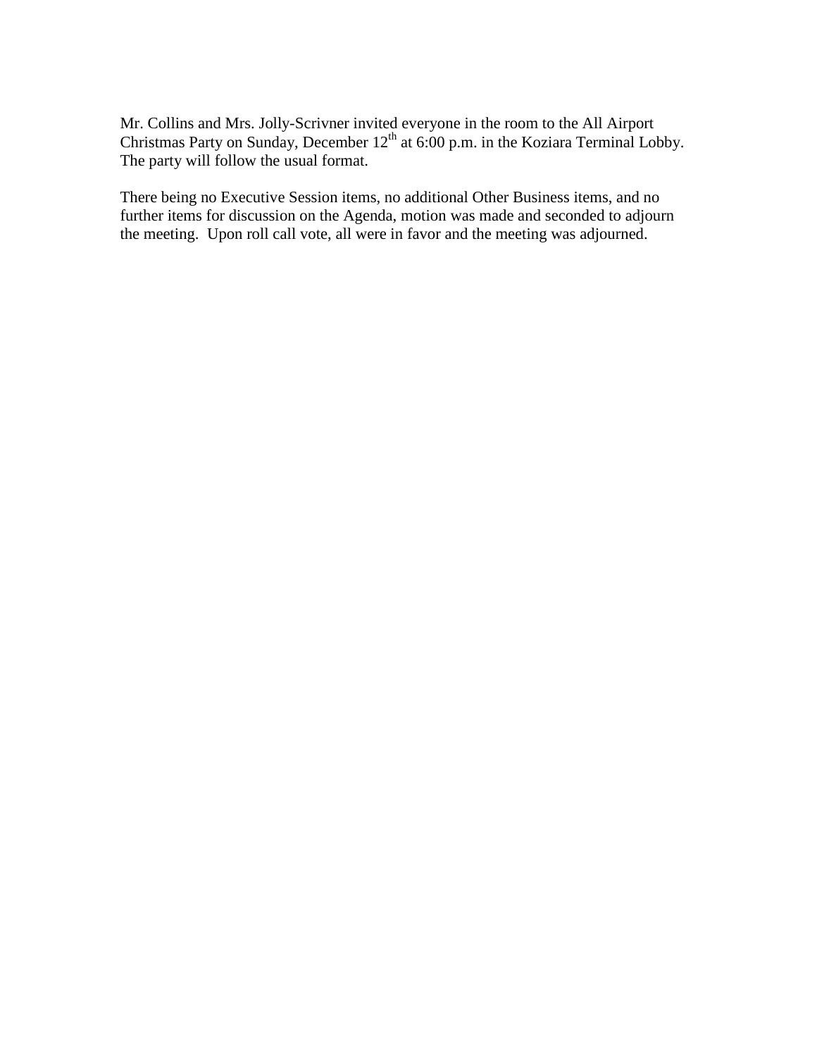Mr. Collins and Mrs. Jolly-Scrivner invited everyone in the room to the All Airport Christmas Party on Sunday, December 12th at 6:00 p.m. in the Koziara Terminal Lobby. The party will follow the usual format.

There being no Executive Session items, no additional Other Business items, and no further items for discussion on the Agenda, motion was made and seconded to adjourn the meeting. Upon roll call vote, all were in favor and the meeting was adjourned.